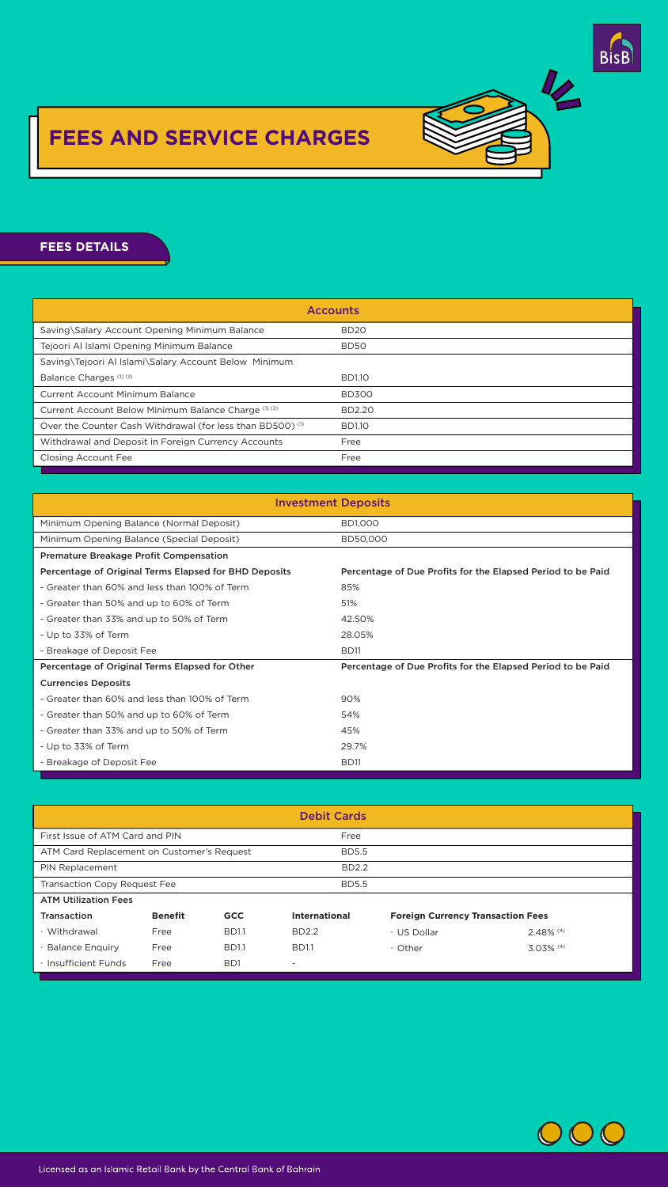# FEES AND SERVICE CHARGES

## FEES DETAILS

| Accounts | |
|---|---|
| Saving\Salary Account Opening Minimum Balance | BD20 |
| Tejoori Al Islami Opening Minimum Balance | BD50 |
| Saving\Tejoori Al Islami\Salary Account Below Minimum Balance Charges [1] [3] | BD1.10 |
| Current Account Minimum Balance | BD300 |
| Current Account Below Minimum Balance Charge [1] [3] | BD2.20 |
| Over the Counter Cash Withdrawal (for less than BD500) [1] | BD1.10 |
| Withdrawal and Deposit in Foreign Currency Accounts | Free |
| Closing Account Fee | Free |

| Investment Deposits | |
|---|---|
| Minimum Opening Balance (Normal Deposit) | BD1,000 |
| Minimum Opening Balance (Special Deposit) | BD50,000 |
| **Premature Breakage Profit Compensation** | |
| **Percentage of Original Terms Elapsed for BHD Deposits** | **Percentage of Due Profits for the Elapsed Period to be Paid** |
| - Greater than 60% and less than 100% of Term | 85% |
| - Greater than 50% and up to 60% of Term | 51% |
| - Greater than 33% and up to 50% of Term | 42.50% |
| - Up to 33% of Term | 28.05% |
| - Breakage of Deposit Fee | BD11 |
| **Percentage of Original Terms Elapsed for Other Currencies Deposits** | **Percentage of Due Profits for the Elapsed Period to be Paid** |
| - Greater than 60% and less than 100% of Term | 90% |
| - Greater than 50% and up to 60% of Term | 54% |
| - Greater than 33% and up to 50% of Term | 45% |
| - Up to 33% of Term | 29.7% |
| - Breakage of Deposit Fee | BD11 |

| Debit Cards | | | | | |
|---|---|---|---|---|---|
| First Issue of ATM Card and PIN | | | Free | | |
| ATM Card Replacement on Customer's Request | | | BD5.5 | | |
| PIN Replacement | | | BD2.2 | | |
| Transaction Copy Request Fee | | | BD5.5 | | |
| **ATM Utilization Fees** | | | | | |
| **Transaction** | **Benefit** | **GCC** | **International** | **Foreign Currency Transaction Fees** | |
| · Withdrawal | Free | BD1.1 | BD2.2 | · US Dollar | 2.48% [4] |
| · Balance Enquiry | Free | BD1.1 | BD1.1 | · Other | 3.03% [4] |
| · Insufficient Funds | Free | BD1 | - | | |

Licensed as an Islamic Retail Bank by the Central Bank of Bahrain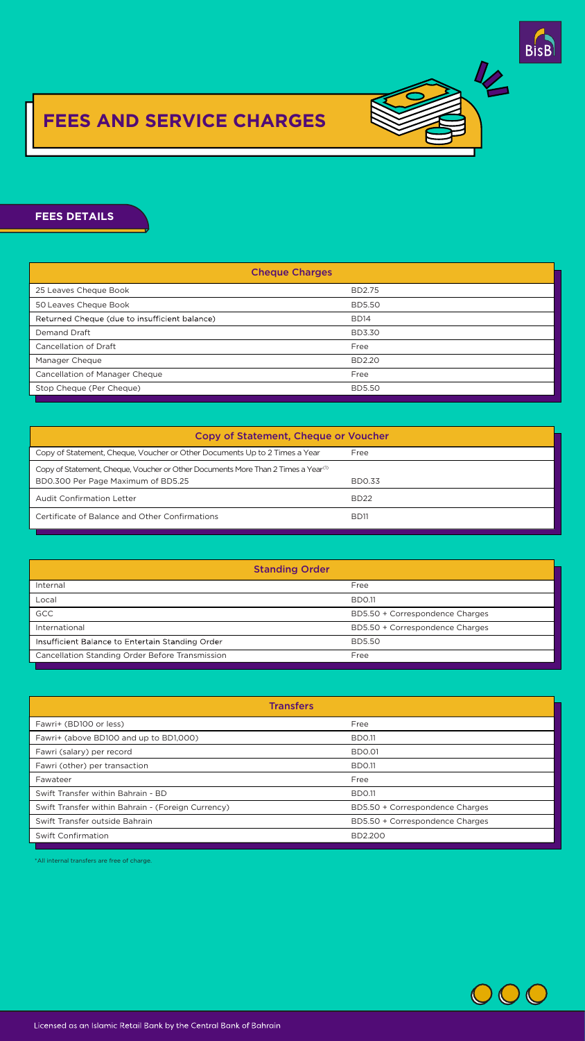# FEES AND SERVICE CHARGES

## FEES DETAILS

| Cheque Charges | |
|---|---|
| 25 Leaves Cheque Book | BD2.75 |
| 50 Leaves Cheque Book | BD5.50 |
| Returned Cheque (due to insufficient balance) | BD14 |
| Demand Draft | BD3.30 |
| Cancellation of Draft | Free |
| Manager Cheque | BD2.20 |
| Cancellation of Manager Cheque | Free |
| Stop Cheque (Per Cheque) | BD5.50 |

| Copy of Statement, Cheque or Voucher | |
|---|---|
| Copy of Statement, Cheque, Voucher or Other Documents Up to 2 Times a Year | Free |
| Copy of Statement, Cheque, Voucher or Other Documents More Than 2 Times a Year[1] BD0.300 Per Page Maximum of BD5.25 | BD0.33 |
| Audit Confirmation Letter | BD22 |
| Certificate of Balance and Other Confirmations | BD11 |

| Standing Order | |
|---|---|
| Internal | Free |
| Local | BD0.11 |
| GCC | BD5.50 + Correspondence Charges |
| International | BD5.50 + Correspondence Charges |
| Insufficient Balance to Entertain Standing Order | BD5.50 |
| Cancellation Standing Order Before Transmission | Free |

| Transfers | |
|---|---|
| Fawri+ (BD100 or less) | Free |
| Fawri+ (above BD100 and up to BD1,000) | BD0.11 |
| Fawri (salary) per record | BD0.01 |
| Fawri (other) per transaction | BD0.11 |
| Fawateer | Free |
| Swift Transfer within Bahrain - BD | BD0.11 |
| Swift Transfer within Bahrain - (Foreign Currency) | BD5.50 + Correspondence Charges |
| Swift Transfer outside Bahrain | BD5.50 + Correspondence Charges |
| Swift Confirmation | BD2.200 |

*All internal transfers are free of charge.

Licensed as an Islamic Retail Bank by the Central Bank of Bahrain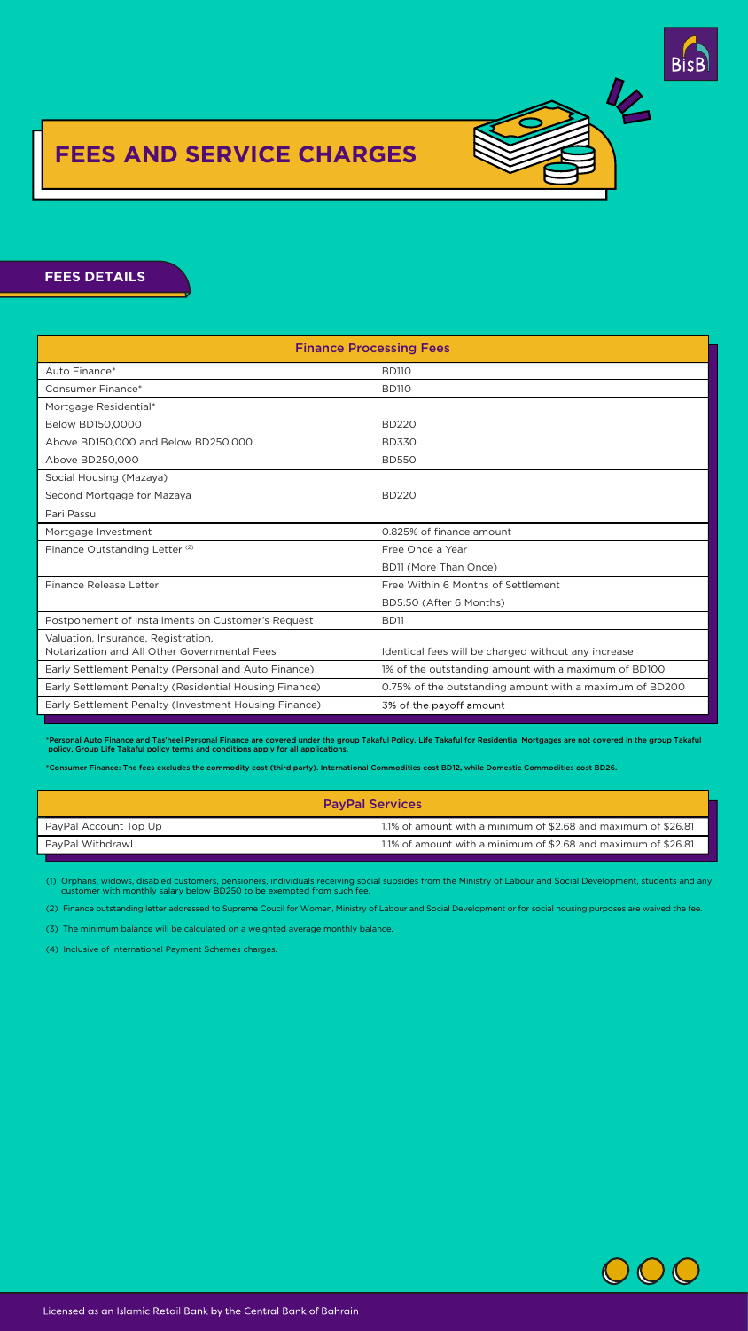# FEES AND SERVICE CHARGES

## FEES DETAILS

| Finance Processing Fees | |
|---|---|
| Auto Finance* | BD110 |
| Consumer Finance* | BD110 |
| Mortgage Residential* | |
| Below BD150,0000 | BD220 |
| Above BD150,000 and Below BD250,000 | BD330 |
| Above BD250,000 | BD550 |
| Social Housing (Mazaya) | |
| Second Mortgage for Mazaya | BD220 |
| Pari Passu | |
| Mortgage Investment | 0.825% of finance amount |
| Finance Outstanding Letter (2) | Free Once a Year |
| | BD11 (More Than Once) |
| Finance Release Letter | Free Within 6 Months of Settlement |
| | BD5.50 (After 6 Months) |
| Postponement of Installments on Customer's Request | BD11 |
| Valuation, Insurance, Registration, Notarization and All Other Governmental Fees | Identical fees will be charged without any increase |
| Early Settlement Penalty (Personal and Auto Finance) | 1% of the outstanding amount with a maximum of BD100 |
| Early Settlement Penalty (Residential Housing Finance) | 0.75% of the outstanding amount with a maximum of BD200 |
| Early Settlement Penalty (Investment Housing Finance) | 3% of the payoff amount |

*Personal Auto Finance and Tas'heel Personal Finance are covered under the group Takaful Policy. Life Takaful for Residential Mortgages are not covered in the group Takaful policy. Group Life Takaful policy terms and conditions apply for all applications.

*Consumer Finance: The fees excludes the commodity cost (third party). International Commodities cost BD12, while Domestic Commodities cost BD26.

| PayPal Services | |
|---|---|
| PayPal Account Top Up | 1.1% of amount with a minimum of $2.68 and maximum of $26.81 |
| PayPal Withdrawl | 1.1% of amount with a minimum of $2.68 and maximum of $26.81 |

(1) Orphans, widows, disabled customers, pensioners, individuals receiving social subsides from the Ministry of Labour and Social Development, students and any customer with monthly salary below BD250 to be exempted from such fee.

(2) Finance outstanding letter addressed to Supreme Coucil for Women, Ministry of Labour and Social Development or for social housing purposes are waived the fee.

(3) The minimum balance will be calculated on a weighted average monthly balance.

(4) Inclusive of International Payment Schemes charges.

Licensed as an Islamic Retail Bank by the Central Bank of Bahrain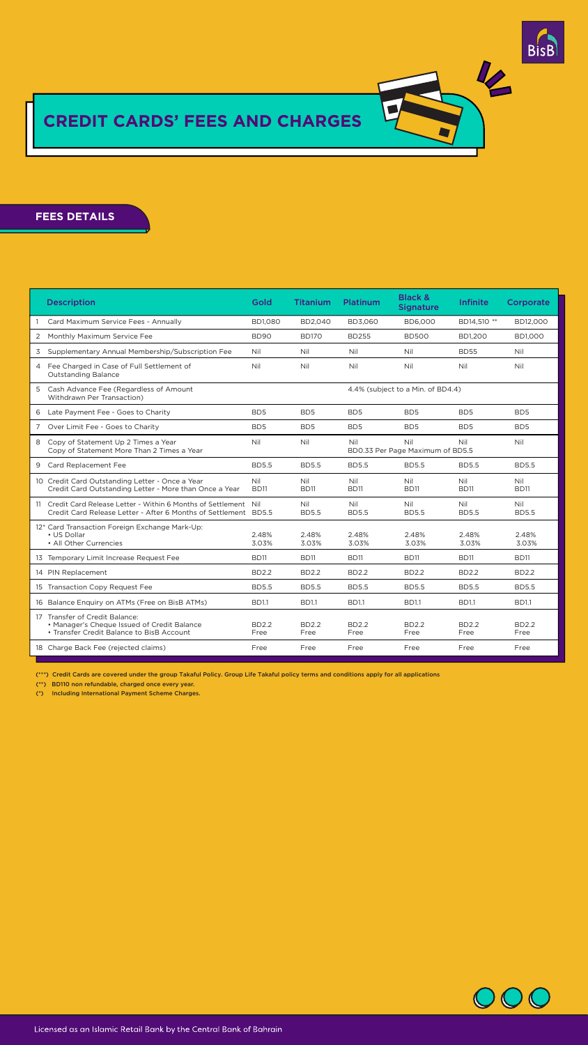# CREDIT CARDS' FEES AND CHARGES

## FEES DETAILS

| | Description | Gold | Titanium | Platinum | Black & Signature | Infinite | Corporate |
|---|---|---|---|---|---|---|---|
| 1 | Card Maximum Service Fees - Annually | BD1,080 | BD2,040 | BD3,060 | BD6,000 | BD14,510 ** | BD12,000 |
| 2 | Monthly Maximum Service Fee | BD90 | BD170 | BD255 | BD500 | BD1,200 | BD1,000 |
| 3 | Supplementary Annual Membership/Subscription Fee | Nil | Nil | Nil | Nil | BD55 | Nil |
| 4 | Fee Charged in Case of Full Settlement of Outstanding Balance | Nil | Nil | Nil | Nil | Nil | Nil |
| 5 | Cash Advance Fee (Regardless of Amount Withdrawn Per Transaction) | 4.4% (subject to a Min. of BD4.4) | | | | | |
| 6 | Late Payment Fee - Goes to Charity | BD5 | BD5 | BD5 | BD5 | BD5 | BD5 |
| 7 | Over Limit Fee - Goes to Charity | BD5 | BD5 | BD5 | BD5 | BD5 | BD5 |
| 8 | Copy of Statement Up 2 Times a Year<br>Copy of Statement More Than 2 Times a Year | Nil | Nil | Nil | Nil | Nil | Nil |
| | | BD0.33 Per Page Maximum of BD5.5 | | | | | |
| 9 | Card Replacement Fee | BD5.5 | BD5.5 | BD5.5 | BD5.5 | BD5.5 | BD5.5 |
| 10 | Credit Card Outstanding Letter - Once a Year<br>Credit Card Outstanding Letter - More than Once a Year | Nil<br>BD11 | Nil<br>BD11 | Nil<br>BD11 | Nil<br>BD11 | Nil<br>BD11 | Nil<br>BD11 |
| 11 | Credit Card Release Letter - Within 6 Months of Settlement<br>Credit Card Release Letter - After 6 Months of Settlement | Nil<br>BD5.5 | Nil<br>BD5.5 | Nil<br>BD5.5 | Nil<br>BD5.5 | Nil<br>BD5.5 | Nil<br>BD5.5 |
| 12* | Card Transaction Foreign Exchange Mark-Up:<br>• US Dollar<br>• All Other Currencies | 2.48%<br>3.03% | 2.48%<br>3.03% | 2.48%<br>3.03% | 2.48%<br>3.03% | 2.48%<br>3.03% | 2.48%<br>3.03% |
| 13 | Temporary Limit Increase Request Fee | BD11 | BD11 | BD11 | BD11 | BD11 | BD11 |
| 14 | PIN Replacement | BD2.2 | BD2.2 | BD2.2 | BD2.2 | BD2.2 | BD2.2 |
| 15 | Transaction Copy Request Fee | BD5.5 | BD5.5 | BD5.5 | BD5.5 | BD5.5 | BD5.5 |
| 16 | Balance Enquiry on ATMs (Free on BisB ATMs) | BD1.1 | BD1.1 | BD1.1 | BD1.1 | BD1.1 | BD1.1 |
| 17 | Transfer of Credit Balance:<br>• Manager's Cheque Issued of Credit Balance<br>• Transfer Credit Balance to BisB Account | BD2.2<br>Free | BD2.2<br>Free | BD2.2<br>Free | BD2.2<br>Free | BD2.2<br>Free | BD2.2<br>Free |
| 18 | Charge Back Fee (rejected claims) | Free | Free | Free | Free | Free | Free |

(***) Credit Cards are covered under the group Takaful Policy. Group Life Takaful policy terms and conditions apply for all applications

(**) BD110 non refundable, charged once every year.

(*) Including International Payment Scheme Charges.

Licensed as an Islamic Retail Bank by the Central Bank of Bahrain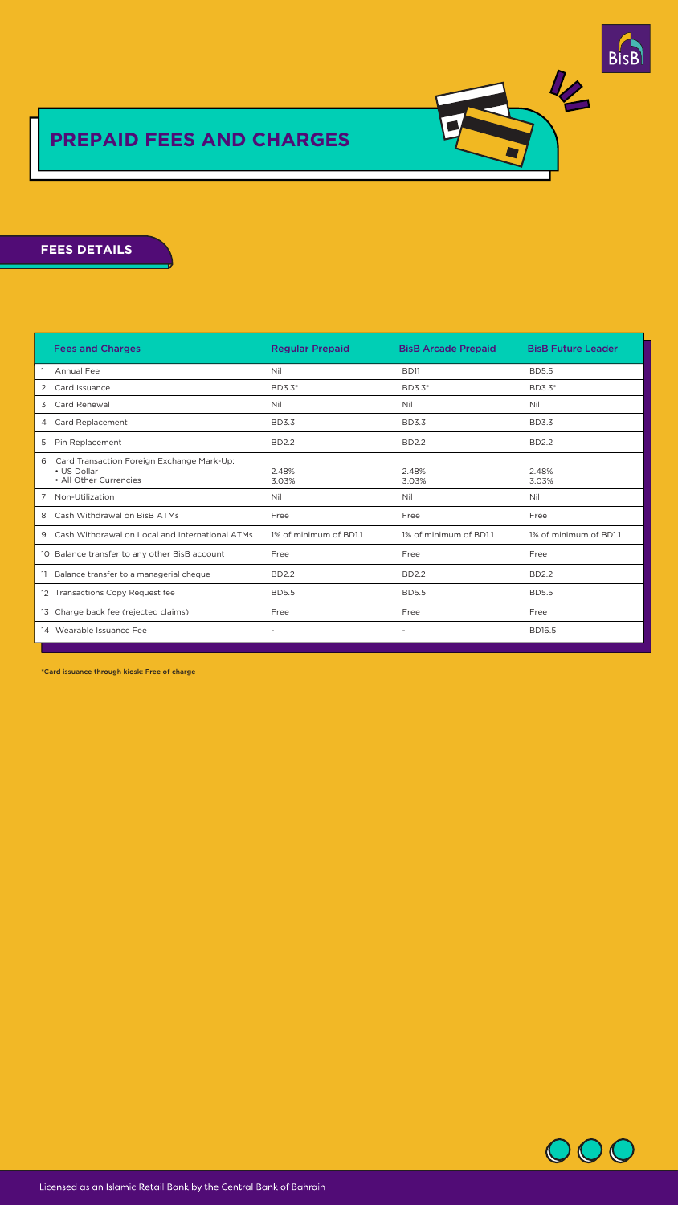# PREPAID FEES AND CHARGES

## FEES DETAILS

| | Fees and Charges | Regular Prepaid | BisB Arcade Prepaid | BisB Future Leader |
|---|---|---|---|---|
| 1 | Annual Fee | Nil | BD11 | BD5.5 |
| 2 | Card Issuance | BD3.3* | BD3.3* | BD3.3* |
| 3 | Card Renewal | Nil | Nil | Nil |
| 4 | Card Replacement | BD3.3 | BD3.3 | BD3.3 |
| 5 | Pin Replacement | BD2.2 | BD2.2 | BD2.2 |
| 6 | Card Transaction Foreign Exchange Mark-Up:<br>• US Dollar<br>• All Other Currencies | <br>2.48%<br>3.03% | <br>2.48%<br>3.03% | <br>2.48%<br>3.03% |
| 7 | Non-Utilization | Nil | Nil | Nil |
| 8 | Cash Withdrawal on BisB ATMs | Free | Free | Free |
| 9 | Cash Withdrawal on Local and International ATMs | 1% of minimum of BD1.1 | 1% of minimum of BD1.1 | 1% of minimum of BD1.1 |
| 10 | Balance transfer to any other BisB account | Free | Free | Free |
| 11 | Balance transfer to a managerial cheque | BD2.2 | BD2.2 | BD2.2 |
| 12 | Transactions Copy Request fee | BD5.5 | BD5.5 | BD5.5 |
| 13 | Charge back fee (rejected claims) | Free | Free | Free |
| 14 | Wearable Issuance Fee | - | - | BD16.5 |

*Card issuance through kiosk: Free of charge

Licensed as an Islamic Retail Bank by the Central Bank of Bahrain